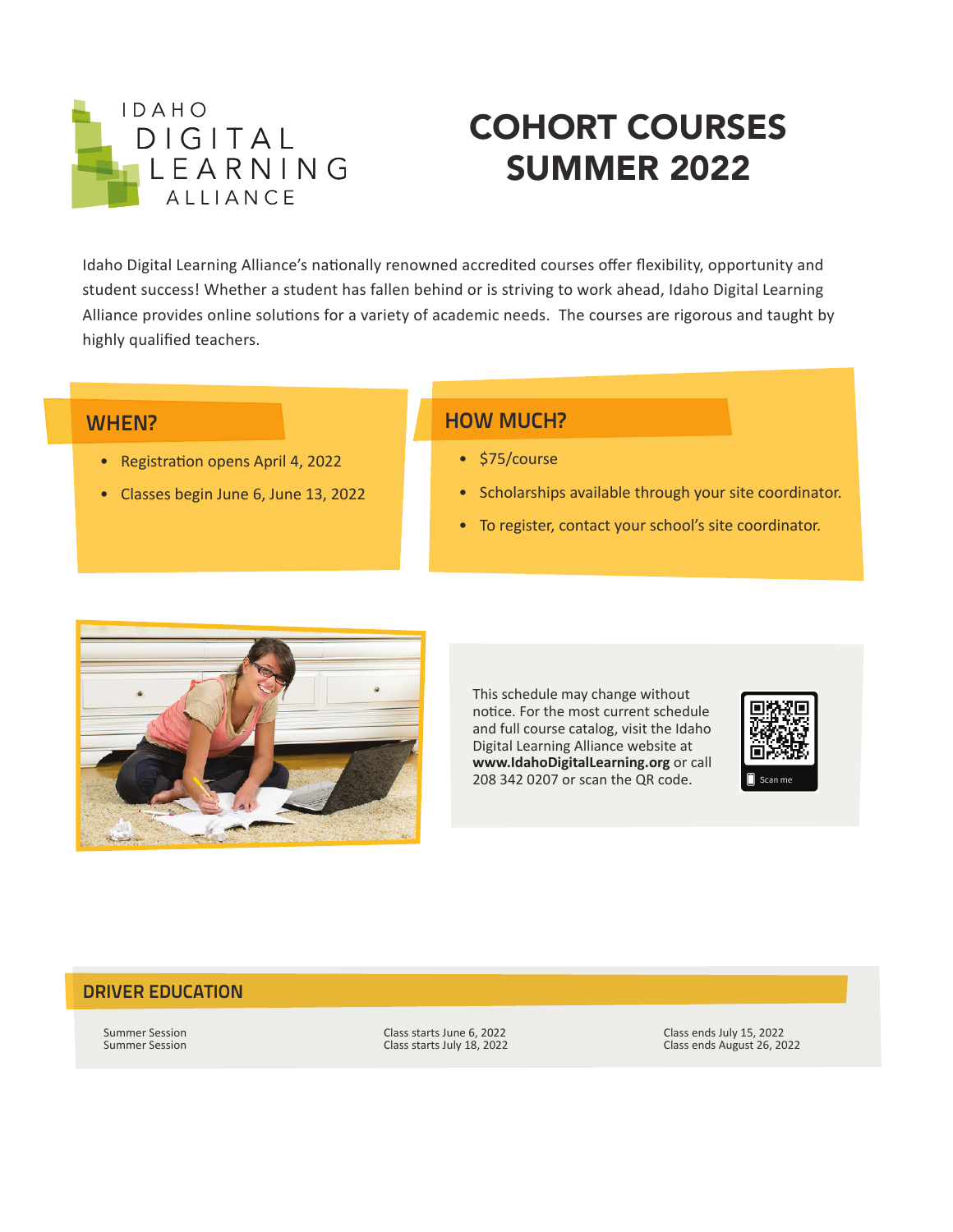IDAHO DIGITAL LEARNING ALLIANCE

# COHORT COURSES SUMMER 2022

Idaho Digital Learning Alliance's nationally renowned accredited courses offer flexibility, opportunity and student success! Whether a student has fallen behind or is striving to work ahead, Idaho Digital Learning Alliance provides online solutions for a variety of academic needs. The courses are rigorous and taught by highly qualified teachers.

## WHEN?

- Registration opens April 4, 2022
- Classes begin June 6, June 13, 2022

## HOW MUCH?

- $75/course
- Scholarships available through your site coordinator.
- To register, contact your school's site coordinator.

This schedule may change without notice. For the most current schedule and full course catalog, visit the Idaho Digital Learning Alliance website at **www.IdahoDigitalLearning.org** or call 208 342 0207 or scan the QR code.

Scan me

## DRIVER EDUCATION

| | | |
|---|---|---|
| Summer Session | Class starts June 6, 2022 | Class ends July 15, 2022 |
| Summer Session | Class starts July 18, 2022 | Class ends August 26, 2022 |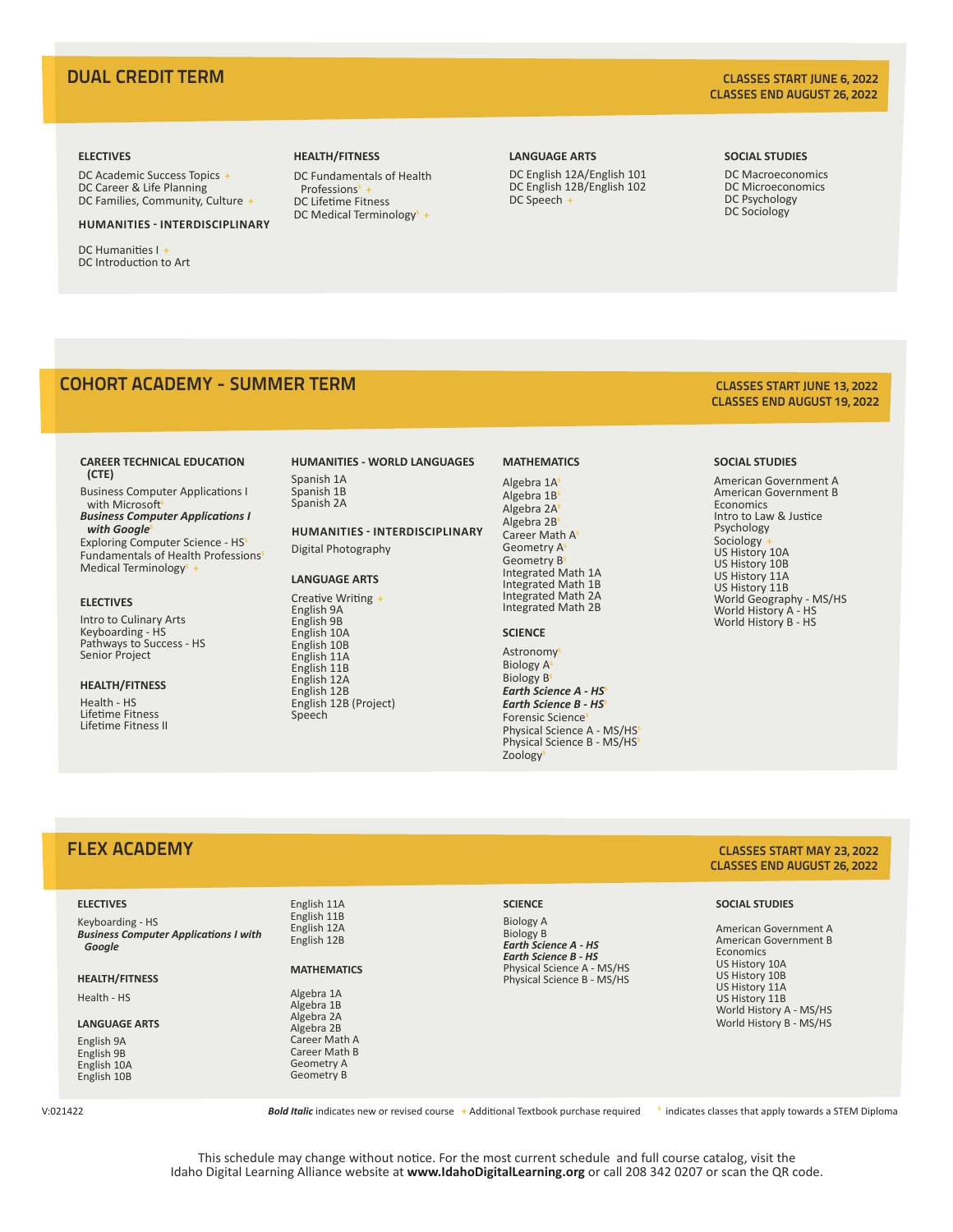## DUAL CREDIT TERM

**CLASSES START JUNE 6, 2022**
**CLASSES END AUGUST 26, 2022**

### ELECTIVES

DC Academic Success Topics +
DC Career & Life Planning
DC Families, Community, Culture +

### HUMANITIES - INTERDISCIPLINARY

DC Humanities I +
DC Introduction to Art

### HEALTH/FITNESS

DC Fundamentals of Health Professions[S] +
DC Lifetime Fitness
DC Medical Terminology[S] +

### LANGUAGE ARTS

DC English 12A/English 101
DC English 12B/English 102
DC Speech +

### SOCIAL STUDIES

DC Macroeconomics
DC Microeconomics
DC Psychology
DC Sociology

## COHORT ACADEMY - SUMMER TERM

**CLASSES START JUNE 13, 2022**
**CLASSES END AUGUST 19, 2022**

### CAREER TECHNICAL EDUCATION (CTE)

Business Computer Applications I with Microsoft[S]
***Business Computer Applications I with Google***[S]
Exploring Computer Science - HS[S]
Fundamentals of Health Professions[S]
Medical Terminology[S] +

### ELECTIVES

Intro to Culinary Arts
Keyboarding - HS
Pathways to Success - HS
Senior Project

### HEALTH/FITNESS

Health - HS
Lifetime Fitness
Lifetime Fitness II

### HUMANITIES - WORLD LANGUAGES

Spanish 1A
Spanish 1B
Spanish 2A

### HUMANITIES - INTERDISCIPLINARY

Digital Photography

### LANGUAGE ARTS

Creative Writing +
English 9A
English 9B
English 10A
English 10B
English 11A
English 11B
English 12A
English 12B
English 12B (Project)
Speech

### MATHEMATICS

Algebra 1A[S]
Algebra 1B[S]
Algebra 2A[S]
Algebra 2B[S]
Career Math A[S]
Geometry A[S]
Geometry B[S]
Integrated Math 1A
Integrated Math 1B
Integrated Math 2A
Integrated Math 2B

### SCIENCE

Astronomy[S]
Biology A[S]
Biology B[S]
***Earth Science A - HS***[S]
***Earth Science B - HS***[S]
Forensic Science[S]
Physical Science A - MS/HS[S]
Physical Science B - MS/HS[S]
Zoology[S]

### SOCIAL STUDIES

American Government A
American Government B
Economics
Intro to Law & Justice
Psychology
Sociology +
US History 10A
US History 10B
US History 11A
US History 11B
World Geography - MS/HS
World History A - HS
World History B - HS

## FLEX ACADEMY

**CLASSES START MAY 23, 2022**
**CLASSES END AUGUST 26, 2022**

### ELECTIVES

Keyboarding - HS
***Business Computer Applications I with Google***

### HEALTH/FITNESS

Health - HS

### LANGUAGE ARTS

English 9A
English 9B
English 10A
English 10B
English 11A
English 11B
English 12A
English 12B

### MATHEMATICS

Algebra 1A
Algebra 1B
Algebra 2A
Algebra 2B
Career Math A
Career Math B
Geometry A
Geometry B

### SCIENCE

Biology A
Biology B
***Earth Science A - HS***
***Earth Science B - HS***
Physical Science A - MS/HS
Physical Science B - MS/HS

### SOCIAL STUDIES

American Government A
American Government B
Economics
US History 10A
US History 10B
US History 11A
US History 11B
World History A - MS/HS
World History B - MS/HS

V:021422

***Bold Italic*** indicates new or revised course + Additional Textbook purchase required [S] indicates classes that apply towards a STEM Diploma

This schedule may change without notice. For the most current schedule and full course catalog, visit the Idaho Digital Learning Alliance website at **www.IdahoDigitalLearning.org** or call 208 342 0207 or scan the QR code.